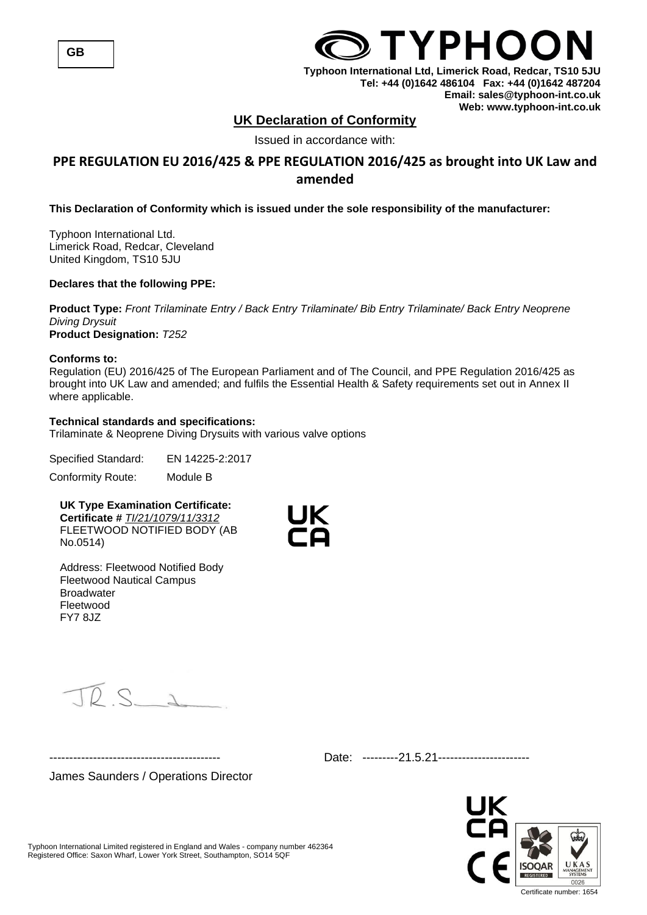GB

**TYPHOON**

**Typhoon International Ltd, Limerick Road, Redcar, TS10 5JU**
**Tel: +44 (0)1642 486104 Fax: +44 (0)1642 487204**
**Email: sales@typhoon-int.co.uk**
**Web: www.typhoon-int.co.uk**

## UK Declaration of Conformity

Issued in accordance with:

## PPE REGULATION EU 2016/425 & PPE REGULATION 2016/425 as brought into UK Law and amended

**This Declaration of Conformity which is issued under the sole responsibility of the manufacturer:**

Typhoon International Ltd.
Limerick Road, Redcar, Cleveland
United Kingdom, TS10 5JU

**Declares that the following PPE:**

**Product Type:** *Front Trilaminate Entry / Back Entry Trilaminate/ Bib Entry Trilaminate/ Back Entry Neoprene Diving Drysuit*
**Product Designation:** *T252*

**Conforms to:**
Regulation (EU) 2016/425 of The European Parliament and of The Council, and PPE Regulation 2016/425 as brought into UK Law and amended; and fulfils the Essential Health & Safety requirements set out in Annex II where applicable.

**Technical standards and specifications:**
Trilaminate & Neoprene Diving Drysuits with various valve options

Specified Standard: EN 14225-2:2017

Conformity Route: Module B

**UK Type Examination Certificate:**
**Certificate #** *TI/21/1079/11/3312*
FLEETWOOD NOTIFIED BODY (AB No.0514)

UK CA

Address: Fleetwood Notified Body
Fleetwood Nautical Campus
Broadwater
Fleetwood
FY7 8JZ

JR.S

------------------------------------------- Date: ---------21.5.21----------------------

James Saunders / Operations Director

Typhoon International Limited registered in England and Wales - company number 462364
Registered Office: Saxon Wharf, Lower York Street, Southampton, SO14 5QF

UK CA CE ISOQAR REGISTERED UKAS MANAGEMENT SYSTEMS 0026

Certificate number: 1654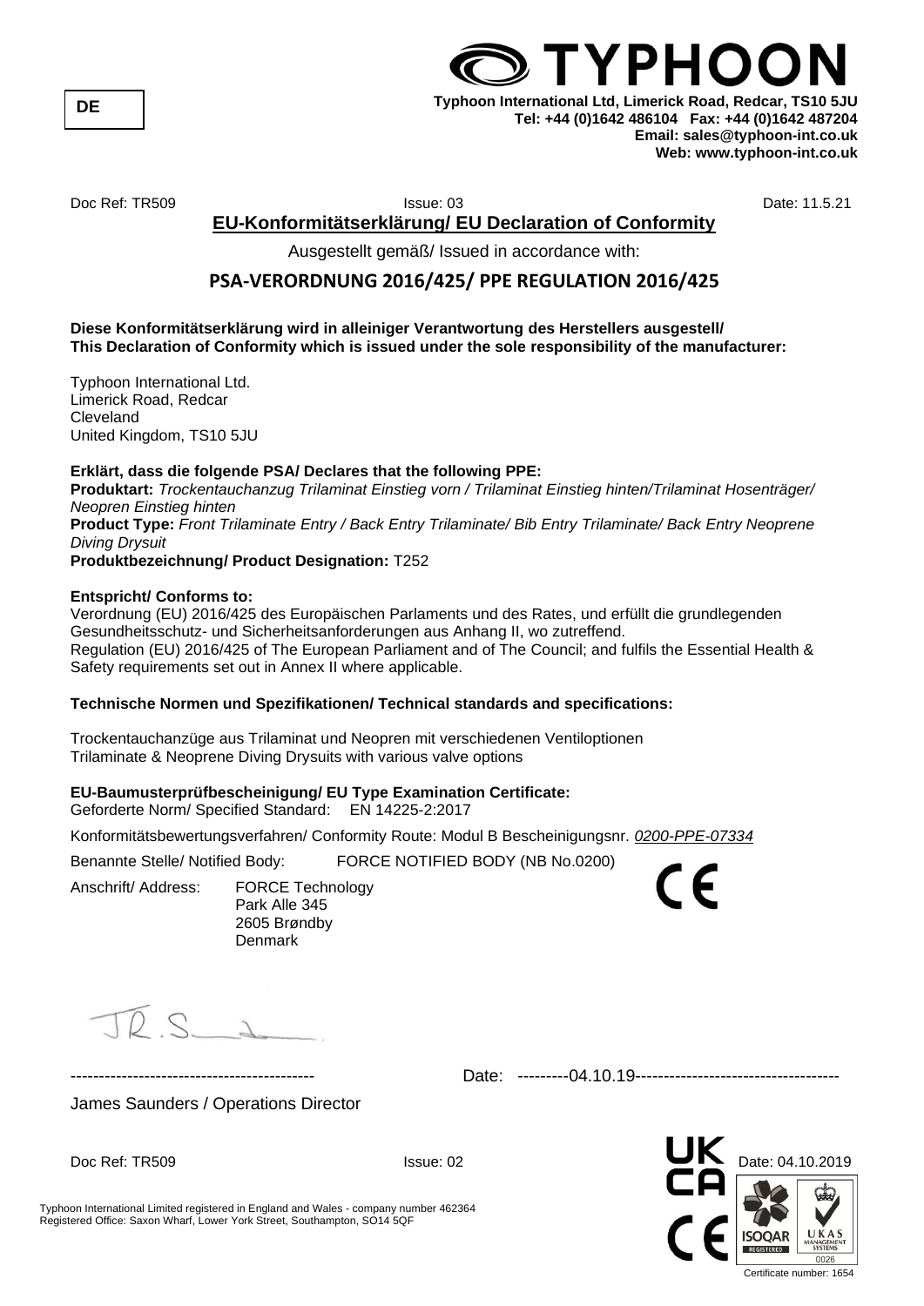DE

TYPHOON

**Typhoon International Ltd, Limerick Road, Redcar, TS10 5JU**
**Tel: +44 (0)1642 486104 Fax: +44 (0)1642 487204**
**Email: sales@typhoon-int.co.uk**
**Web: www.typhoon-int.co.uk**

Doc Ref: TR509 Issue: 03 Date: 11.5.21

## EU-Konformitätserklärung/ EU Declaration of Conformity

Ausgestellt gemäß/ Issued in accordance with:

## PSA-VERORDNUNG 2016/425/ PPE REGULATION 2016/425

**Diese Konformitätserklärung wird in alleiniger Verantwortung des Herstellers ausgestell/**
**This Declaration of Conformity which is issued under the sole responsibility of the manufacturer:**

Typhoon International Ltd.
Limerick Road, Redcar
Cleveland
United Kingdom, TS10 5JU

**Erklärt, dass die folgende PSA/ Declares that the following PPE:**
**Produktart:** *Trockentauchanzug Trilaminat Einstieg vorn / Trilaminat Einstieg hinten/Trilaminat Hosenträger/ Neopren Einstieg hinten*
**Product Type:** *Front Trilaminate Entry / Back Entry Trilaminate/ Bib Entry Trilaminate/ Back Entry Neoprene Diving Drysuit*
**Produktbezeichnung/ Product Designation:** T252

**Entspricht/ Conforms to:**
Verordnung (EU) 2016/425 des Europäischen Parlaments und des Rates, und erfüllt die grundlegenden Gesundheitsschutz- und Sicherheitsanforderungen aus Anhang II, wo zutreffend.
Regulation (EU) 2016/425 of The European Parliament and of The Council; and fulfils the Essential Health & Safety requirements set out in Annex II where applicable.

**Technische Normen und Spezifikationen/ Technical standards and specifications:**

Trockentauchanzüge aus Trilaminat und Neopren mit verschiedenen Ventiloptionen
Trilaminate & Neoprene Diving Drysuits with various valve options

**EU-Baumusterprüfbescheinigung/ EU Type Examination Certificate:**
Geforderte Norm/ Specified Standard: EN 14225-2:2017

Konformitätsbewertungsverfahren/ Conformity Route: Modul B Bescheinigungsnr. *0200-PPE-07334*

Benannte Stelle/ Notified Body: FORCE NOTIFIED BODY (NB No.0200)

Anschrift/ Address: FORCE Technology
Park Alle 345
2605 Brøndby
Denmark

CE

------------------------------------------- Date: ---------04.10.19-----------------------------------

James Saunders / Operations Director

Doc Ref: TR509 Issue: 02 Date: 04.10.2019

Typhoon International Limited registered in England and Wales - company number 462364
Registered Office: Saxon Wharf, Lower York Street, Southampton, SO14 5QF

Certificate number: 1654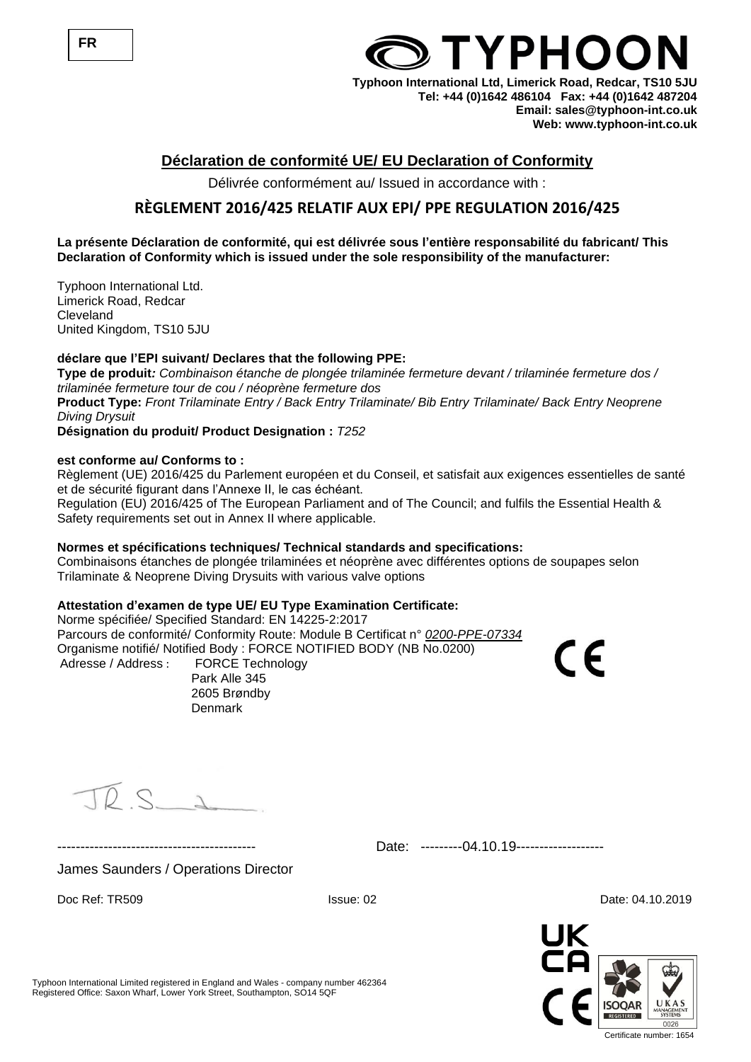FR

TYPHOON

**Typhoon International Ltd, Limerick Road, Redcar, TS10 5JU**
**Tel: +44 (0)1642 486104 Fax: +44 (0)1642 487204**
**Email: sales@typhoon-int.co.uk**
**Web: www.typhoon-int.co.uk**

## Déclaration de conformité UE/ EU Declaration of Conformity

Délivrée conformément au/ Issued in accordance with :

## RÈGLEMENT 2016/425 RELATIF AUX EPI/ PPE REGULATION 2016/425

**La présente Déclaration de conformité, qui est délivrée sous l'entière responsabilité du fabricant/ This Declaration of Conformity which is issued under the sole responsibility of the manufacturer:**

Typhoon International Ltd.
Limerick Road, Redcar
Cleveland
United Kingdom, TS10 5JU

**déclare que l'EPI suivant/ Declares that the following PPE:**
**Type de produit:** *Combinaison étanche de plongée trilaminée fermeture devant / trilaminée fermeture dos / trilaminée fermeture tour de cou / néoprène fermeture dos*
**Product Type:** *Front Trilaminate Entry / Back Entry Trilaminate/ Bib Entry Trilaminate/ Back Entry Neoprene Diving Drysuit*
**Désignation du produit/ Product Designation :** *T252*

**est conforme au/ Conforms to :**
Règlement (UE) 2016/425 du Parlement européen et du Conseil, et satisfait aux exigences essentielles de santé et de sécurité figurant dans l'Annexe II, le cas échéant.
Regulation (EU) 2016/425 of The European Parliament and of The Council; and fulfils the Essential Health & Safety requirements set out in Annex II where applicable.

**Normes et spécifications techniques/ Technical standards and specifications:**
Combinaisons étanches de plongée trilaminées et néoprène avec différentes options de soupapes selon
Trilaminate & Neoprene Diving Drysuits with various valve options

**Attestation d'examen de type UE/ EU Type Examination Certificate:**
Norme spécifiée/ Specified Standard: EN 14225-2:2017
Parcours de conformité/ Conformity Route: Module B Certificat n° *0200-PPE-07334*
Organisme notifié/ Notified Body : FORCE NOTIFIED BODY (NB No.0200)
Adresse / Address : FORCE Technology
Park Alle 345
2605 Brøndby
Denmark

CE

------------------------------------------ Date: ---------04.10.19------------------

James Saunders / Operations Director

Doc Ref: TR509 Issue: 02 Date: 04.10.2019

Typhoon International Limited registered in England and Wales - company number 462364
Registered Office: Saxon Wharf, Lower York Street, Southampton, SO14 5QF

UK CA CE ISOQAR REGISTERED UKAS MANAGEMENT SYSTEMS 0026
Certificate number: 1654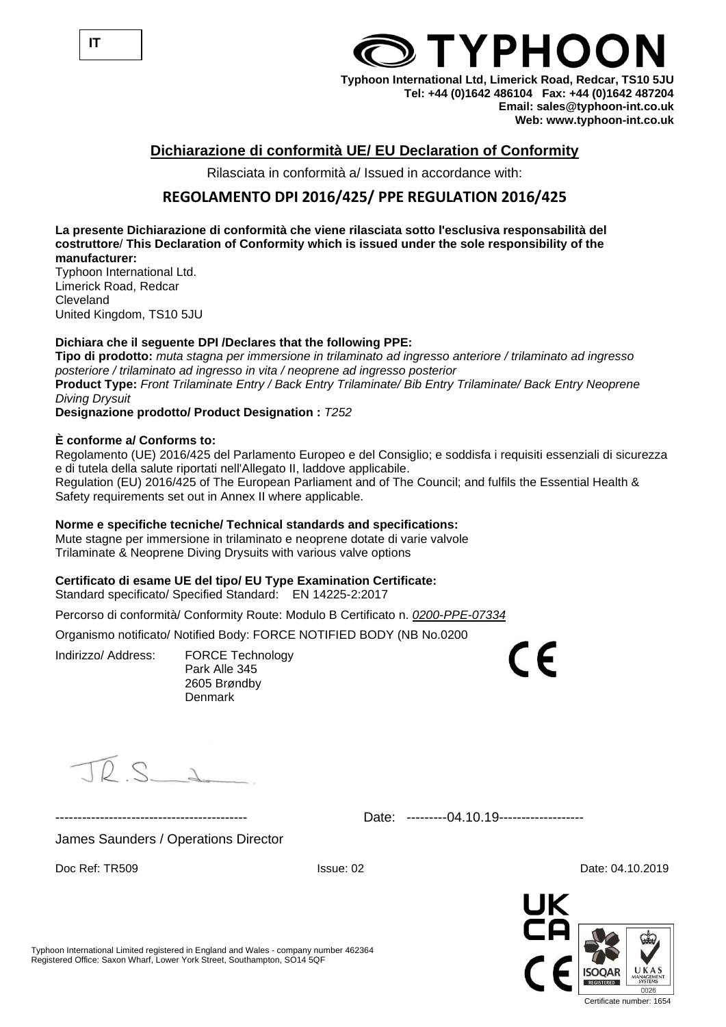IT

**TYPHOON**

**Typhoon International Ltd, Limerick Road, Redcar, TS10 5JU**
**Tel: +44 (0)1642 486104 Fax: +44 (0)1642 487204**
**Email: sales@typhoon-int.co.uk**
**Web: www.typhoon-int.co.uk**

## Dichiarazione di conformità UE/ EU Declaration of Conformity

Rilasciata in conformità a/ Issued in accordance with:

### REGOLAMENTO DPI 2016/425/ PPE REGULATION 2016/425

**La presente Dichiarazione di conformità che viene rilasciata sotto l'esclusiva responsabilità del costruttore/ This Declaration of Conformity which is issued under the sole responsibility of the manufacturer:**

Typhoon International Ltd.
Limerick Road, Redcar
Cleveland
United Kingdom, TS10 5JU

**Dichiara che il seguente DPI /Declares that the following PPE:**

**Tipo di prodotto:** *muta stagna per immersione in trilaminato ad ingresso anteriore / trilaminato ad ingresso posteriore / trilaminato ad ingresso in vita / neoprene ad ingresso posterior*

**Product Type:** *Front Trilaminate Entry / Back Entry Trilaminate/ Bib Entry Trilaminate/ Back Entry Neoprene Diving Drysuit*

**Designazione prodotto/ Product Designation :** *T252*

**È conforme a/ Conforms to:**

Regolamento (UE) 2016/425 del Parlamento Europeo e del Consiglio; e soddisfa i requisiti essenziali di sicurezza e di tutela della salute riportati nell'Allegato II, laddove applicabile.

Regulation (EU) 2016/425 of The European Parliament and of The Council; and fulfils the Essential Health & Safety requirements set out in Annex II where applicable.

**Norme e specifiche tecniche/ Technical standards and specifications:**

Mute stagne per immersione in trilaminato e neoprene dotate di varie valvole
Trilaminate & Neoprene Diving Drysuits with various valve options

**Certificato di esame UE del tipo/ EU Type Examination Certificate:**

Standard specificato/ Specified Standard: EN 14225-2:2017

Percorso di conformità/ Conformity Route: Modulo B Certificato n. *0200-PPE-07334*

Organismo notificato/ Notified Body: FORCE NOTIFIED BODY (NB No.0200

Indirizzo/ Address: FORCE Technology
Park Alle 345
2605 Brøndby
Denmark

CE

------------------------------------------- Date: ---------04.10.19-------------------

James Saunders / Operations Director

Doc Ref: TR509 Issue: 02 Date: 04.10.2019

UK CA CE ISOQAR REGISTERED UKAS MANAGEMENT SYSTEMS 0026

Certificate number: 1654

Typhoon International Limited registered in England and Wales - company number 462364
Registered Office: Saxon Wharf, Lower York Street, Southampton, SO14 5QF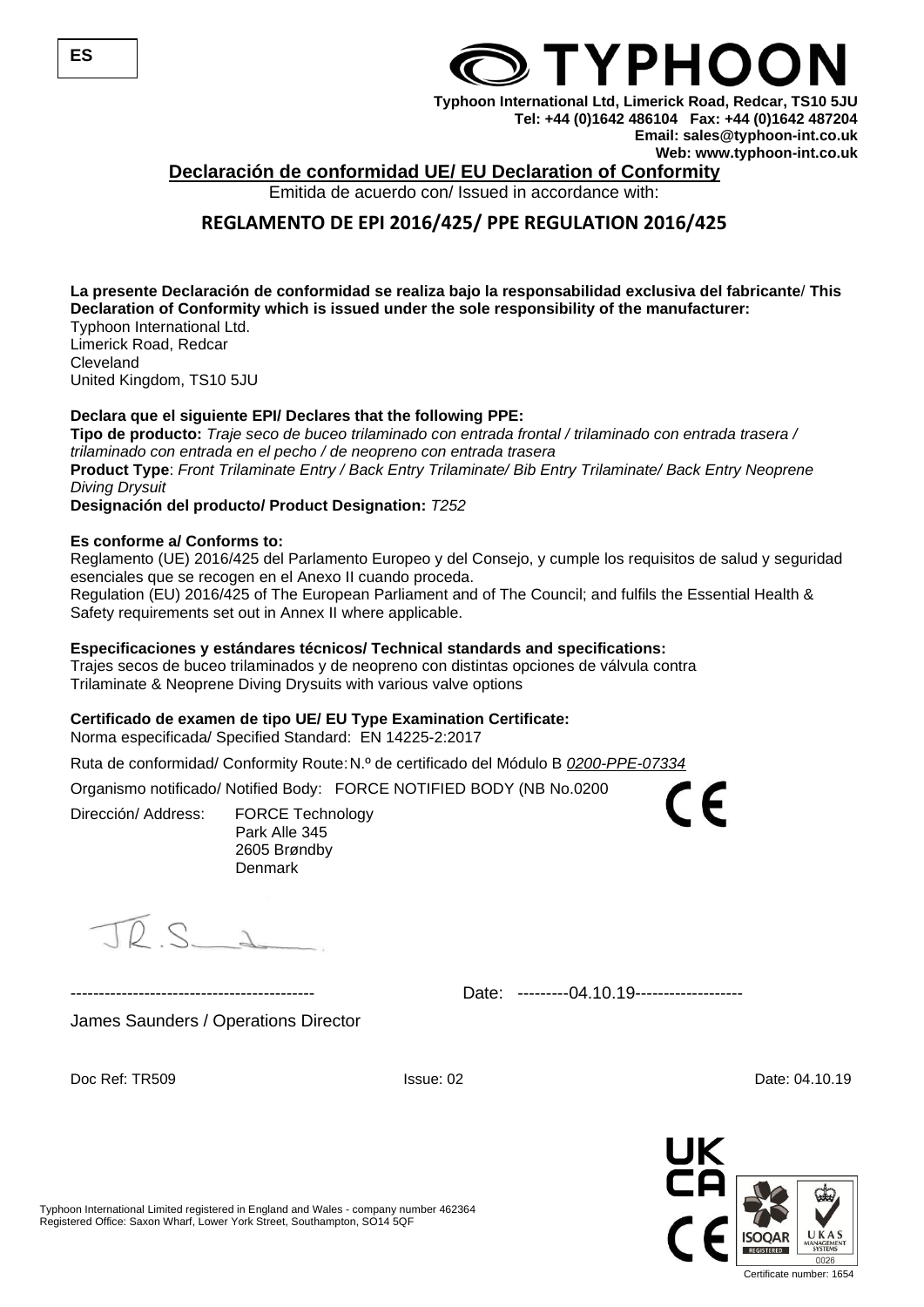ES

# TYPHOON

**Typhoon International Ltd, Limerick Road, Redcar, TS10 5JU**
**Tel: +44 (0)1642 486104 Fax: +44 (0)1642 487204**
**Email: sales@typhoon-int.co.uk**
**Web: www.typhoon-int.co.uk**

## Declaración de conformidad UE/ EU Declaration of Conformity

Emitida de acuerdo con/ Issued in accordance with:

## REGLAMENTO DE EPI 2016/425/ PPE REGULATION 2016/425

**La presente Declaración de conformidad se realiza bajo la responsabilidad exclusiva del fabricante/ This Declaration of Conformity which is issued under the sole responsibility of the manufacturer:**
Typhoon International Ltd.
Limerick Road, Redcar
Cleveland
United Kingdom, TS10 5JU

**Declara que el siguiente EPI/ Declares that the following PPE:**
**Tipo de producto:** *Traje seco de buceo trilaminado con entrada frontal / trilaminado con entrada trasera / trilaminado con entrada en el pecho / de neopreno con entrada trasera*
**Product Type**: *Front Trilaminate Entry / Back Entry Trilaminate/ Bib Entry Trilaminate/ Back Entry Neoprene Diving Drysuit*
**Designación del producto/ Product Designation:** *T252*

**Es conforme a/ Conforms to:**
Reglamento (UE) 2016/425 del Parlamento Europeo y del Consejo, y cumple los requisitos de salud y seguridad esenciales que se recogen en el Anexo II cuando proceda.
Regulation (EU) 2016/425 of The European Parliament and of The Council; and fulfils the Essential Health & Safety requirements set out in Annex II where applicable.

**Especificaciones y estándares técnicos/ Technical standards and specifications:**
Trajes secos de buceo trilaminados y de neopreno con distintas opciones de válvula contra
Trilaminate & Neoprene Diving Drysuits with various valve options

**Certificado de examen de tipo UE/ EU Type Examination Certificate:**
Norma especificada/ Specified Standard: EN 14225-2:2017

Ruta de conformidad/ Conformity Route: N.º de certificado del Módulo B *0200-PPE-07334*

Organismo notificado/ Notified Body: FORCE NOTIFIED BODY (NB No.0200

Dirección/ Address: FORCE Technology
Park Alle 345
2605 Brøndby
Denmark

CE

-------------------------------------------- Date: ---------04.10.19------------------

James Saunders / Operations Director

Doc Ref: TR509 Issue: 02 Date: 04.10.19

Typhoon International Limited registered in England and Wales - company number 462364
Registered Office: Saxon Wharf, Lower York Street, Southampton, SO14 5QF

UK CA CE ISOQAR REGISTERED UKAS MANAGEMENT SYSTEMS 0026

Certificate number: 1654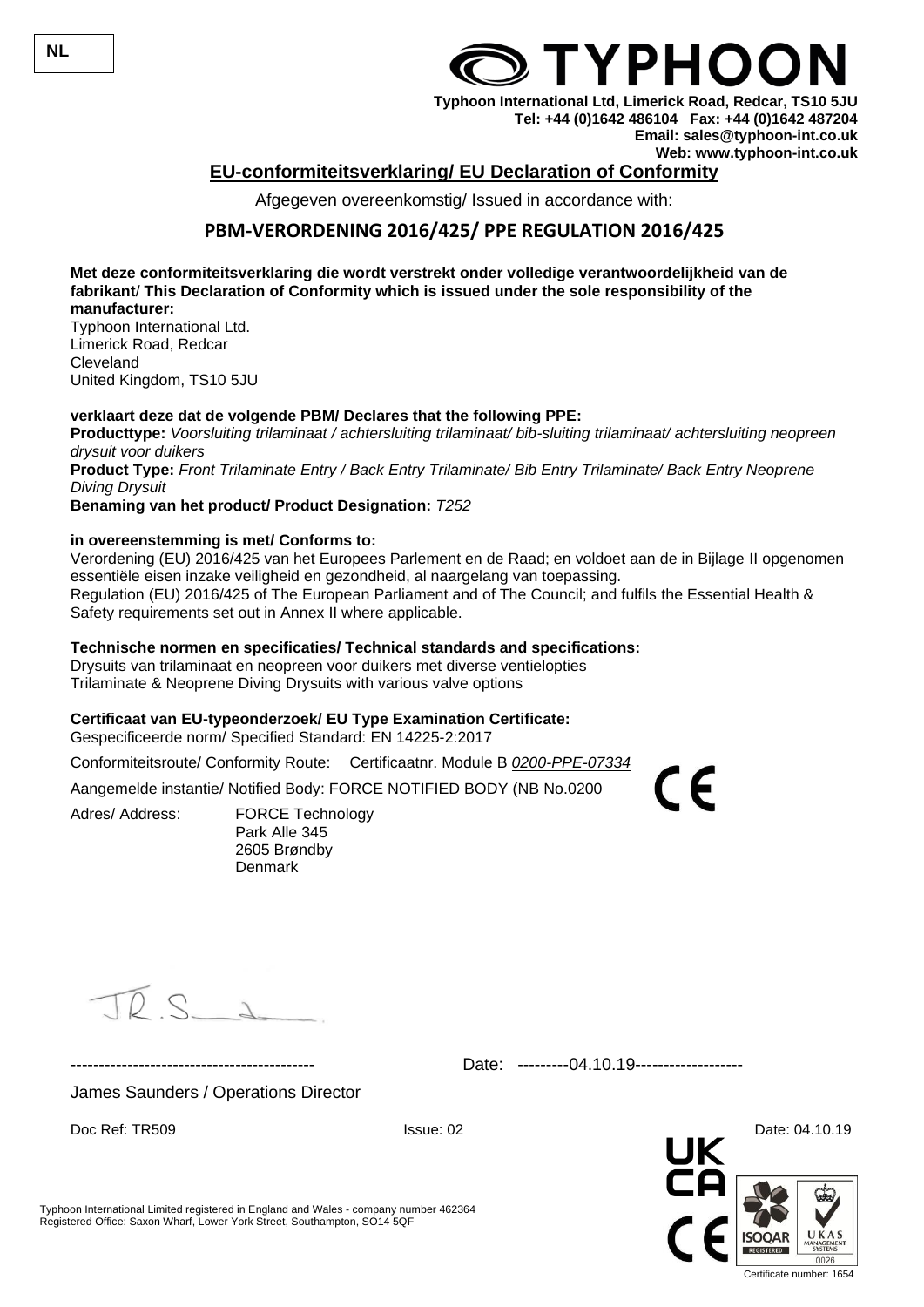NL

**TYPHOON**

**Typhoon International Ltd, Limerick Road, Redcar, TS10 5JU**
**Tel: +44 (0)1642 486104 Fax: +44 (0)1642 487204**
**Email: sales@typhoon-int.co.uk**
**Web: www.typhoon-int.co.uk**

## EU-conformiteitsverklaring/ EU Declaration of Conformity

Afgegeven overeenkomstig/ Issued in accordance with:

## PBM-VERORDENING 2016/425/ PPE REGULATION 2016/425

**Met deze conformiteitsverklaring die wordt verstrekt onder volledige verantwoordelijkheid van de fabrikant/ This Declaration of Conformity which is issued under the sole responsibility of the manufacturer:**

Typhoon International Ltd.
Limerick Road, Redcar
Cleveland
United Kingdom, TS10 5JU

**verklaart deze dat de volgende PBM/ Declares that the following PPE:**

**Producttype:** *Voorsluiting trilaminaat / achtersluiting trilaminaat/ bib-sluiting trilaminaat/ achtersluiting neopreen drysuit voor duikers*

**Product Type:** *Front Trilaminate Entry / Back Entry Trilaminate/ Bib Entry Trilaminate/ Back Entry Neoprene Diving Drysuit*

**Benaming van het product/ Product Designation:** *T252*

**in overeenstemming is met/ Conforms to:**

Verordening (EU) 2016/425 van het Europees Parlement en de Raad; en voldoet aan de in Bijlage II opgenomen essentiële eisen inzake veiligheid en gezondheid, al naargelang van toepassing.
Regulation (EU) 2016/425 of The European Parliament and of The Council; and fulfils the Essential Health & Safety requirements set out in Annex II where applicable.

**Technische normen en specificaties/ Technical standards and specifications:**

Drysuits van trilaminaat en neopreen voor duikers met diverse ventielopties
Trilaminate & Neoprene Diving Drysuits with various valve options

**Certificaat van EU-typeonderzoek/ EU Type Examination Certificate:**

Gespecificeerde norm/ Specified Standard: EN 14225-2:2017

Conformiteitsroute/ Conformity Route: Certificaatnr. Module B *0200-PPE-07334*

Aangemelde instantie/ Notified Body: FORCE NOTIFIED BODY (NB No.0200

Adres/ Address: FORCE Technology
Park Alle 345
2605 Brøndby
Denmark

CE

------------------------------------------- Date: ---------04.10.19------------------

James Saunders / Operations Director

Doc Ref: TR509 Issue: 02 Date: 04.10.19

Typhoon International Limited registered in England and Wales - company number 462364
Registered Office: Saxon Wharf, Lower York Street, Southampton, SO14 5QF

UK CA CE ISOQAR REGISTERED UKAS MANAGEMENT SYSTEMS 0026

Certificate number: 1654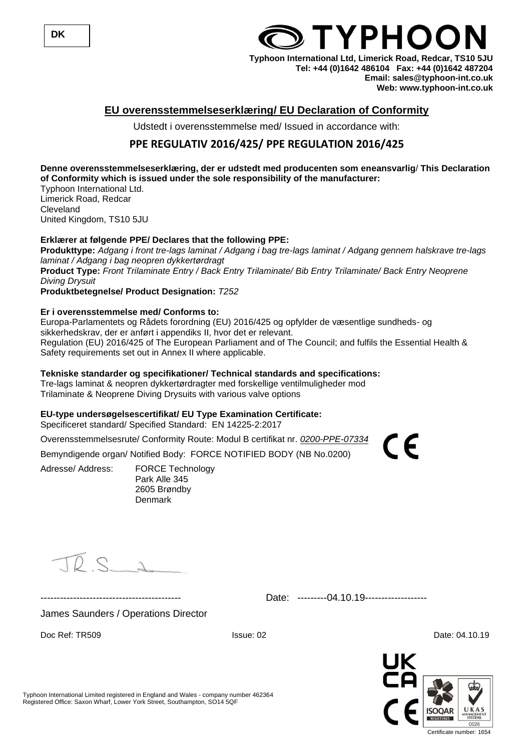DK

TYPHOON

**Typhoon International Ltd, Limerick Road, Redcar, TS10 5JU**
**Tel: +44 (0)1642 486104 Fax: +44 (0)1642 487204**
**Email: sales@typhoon-int.co.uk**
**Web: www.typhoon-int.co.uk**

## EU overensstemmelseserklæring/ EU Declaration of Conformity

Udstedt i overensstemmelse med/ Issued in accordance with:

### PPE REGULATIV 2016/425/ PPE REGULATION 2016/425

**Denne overensstemmelseserklæring, der er udstedt med producenten som eneansvarlig/ This Declaration of Conformity which is issued under the sole responsibility of the manufacturer:**
Typhoon International Ltd.
Limerick Road, Redcar
Cleveland
United Kingdom, TS10 5JU

**Erklærer at følgende PPE/ Declares that the following PPE:**
**Produkttype:** *Adgang i front tre-lags laminat / Adgang i bag tre-lags laminat / Adgang gennem halskrave tre-lags laminat / Adgang i bag neopren dykkertørdragt*
**Product Type:** *Front Trilaminate Entry / Back Entry Trilaminate/ Bib Entry Trilaminate/ Back Entry Neoprene Diving Drysuit*
**Produktbetegnelse/ Product Designation:** *T252*

**Er i overensstemmelse med/ Conforms to:**
Europa-Parlamentets og Rådets forordning (EU) 2016/425 og opfylder de væsentlige sundheds- og sikkerhedskrav, der er anført i appendiks II, hvor det er relevant.
Regulation (EU) 2016/425 of The European Parliament and of The Council; and fulfils the Essential Health & Safety requirements set out in Annex II where applicable.

**Tekniske standarder og specifikationer/ Technical standards and specifications:**
Tre-lags laminat & neopren dykkertørdragter med forskellige ventilmuligheder mod
Trilaminate & Neoprene Diving Drysuits with various valve options

**EU-type undersøgelsescertifikat/ EU Type Examination Certificate:**
Specificeret standard/ Specified Standard: EN 14225-2:2017

Overensstemmelsesrute/ Conformity Route: Modul B certifikat nr. *0200-PPE-07334*

Bemyndigende organ/ Notified Body: FORCE NOTIFIED BODY (NB No.0200)

Adresse/ Address: FORCE Technology
Park Alle 345
2605 Brøndby
Denmark

CE

James Saunders / Operations Director

Date: 04.10.19

Doc Ref: TR509 Issue: 02 Date: 04.10.19

Typhoon International Limited registered in England and Wales - company number 462364
Registered Office: Saxon Wharf, Lower York Street, Southampton, SO14 5QF

UKCA CE ISOQAR REGISTERED UKAS MANAGEMENT SYSTEMS 0026
Certificate number: 1654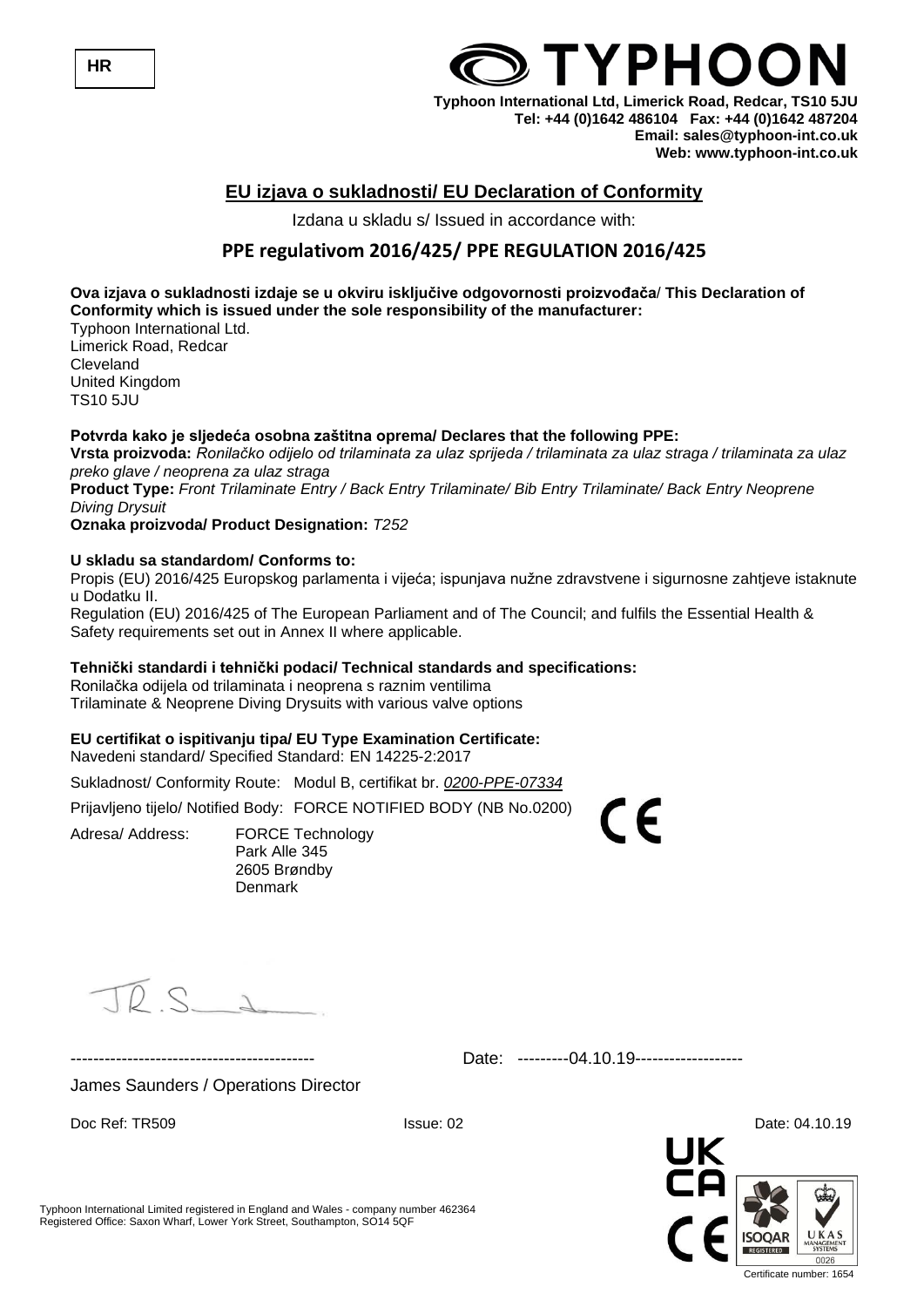HR

**TYPHOON**

**Typhoon International Ltd, Limerick Road, Redcar, TS10 5JU**
**Tel: +44 (0)1642 486104 Fax: +44 (0)1642 487204**
**Email: sales@typhoon-int.co.uk**
**Web: www.typhoon-int.co.uk**

## EU izjava o sukladnosti/ EU Declaration of Conformity

Izdana u skladu s/ Issued in accordance with:

### PPE regulativom 2016/425/ PPE REGULATION 2016/425

**Ova izjava o sukladnosti izdaje se u okviru isključive odgovornosti proizvođača/ This Declaration of Conformity which is issued under the sole responsibility of the manufacturer:**
Typhoon International Ltd.
Limerick Road, Redcar
Cleveland
United Kingdom
TS10 5JU

**Potvrda kako je sljedeća osobna zaštitna oprema/ Declares that the following PPE:**
**Vrsta proizvoda:** *Ronilačko odijelo od trilaminata za ulaz sprijeda / trilaminata za ulaz straga / trilaminata za ulaz preko glave / neoprena za ulaz straga*
**Product Type:** *Front Trilaminate Entry / Back Entry Trilaminate/ Bib Entry Trilaminate/ Back Entry Neoprene Diving Drysuit*
**Oznaka proizvoda/ Product Designation:** *T252*

**U skladu sa standardom/ Conforms to:**
Propis (EU) 2016/425 Europskog parlamenta i vijeća; ispunjava nužne zdravstvene i sigurnosne zahtjeve istaknute u Dodatku II.
Regulation (EU) 2016/425 of The European Parliament and of The Council; and fulfils the Essential Health & Safety requirements set out in Annex II where applicable.

**Tehnički standardi i tehnički podaci/ Technical standards and specifications:**
Ronilačka odijela od trilaminata i neoprena s raznim ventilima
Trilaminate & Neoprene Diving Drysuits with various valve options

**EU certifikat o ispitivanju tipa/ EU Type Examination Certificate:**
Navedeni standard/ Specified Standard: EN 14225-2:2017

Sukladnost/ Conformity Route: Modul B, certifikat br. *0200-PPE-07334*

Prijavljeno tijelo/ Notified Body: FORCE NOTIFIED BODY (NB No.0200)

Adresa/ Address: FORCE Technology
Park Alle 345
2605 Brøndby
Denmark

CE

-------------------------------------------- Date: ---------04.10.19-------------------

James Saunders / Operations Director

Doc Ref: TR509 Issue: 02 Date: 04.10.19

Typhoon International Limited registered in England and Wales - company number 462364
Registered Office: Saxon Wharf, Lower York Street, Southampton, SO14 5QF

UK CA CE ISOQAR REGISTERED UKAS MANAGEMENT SYSTEMS 0026

Certificate number: 1654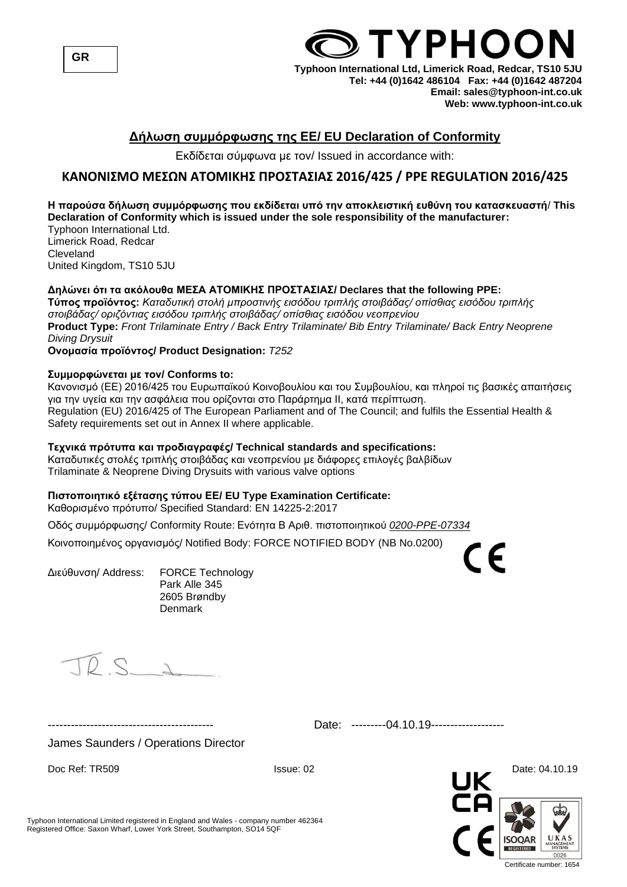GR

**TYPHOON**

**Typhoon International Ltd, Limerick Road, Redcar, TS10 5JU**
**Tel: +44 (0)1642 486104 Fax: +44 (0)1642 487204**
**Email: sales@typhoon-int.co.uk**
**Web: www.typhoon-int.co.uk**

## Δήλωση συμμόρφωσης της ΕΕ/ EU Declaration of Conformity

Εκδίδεται σύμφωνα με τον/ Issued in accordance with:

## ΚΑΝΟΝΙΣΜΟ ΜΕΣΩΝ ΑΤΟΜΙΚΗΣ ΠΡΟΣΤΑΣΙΑΣ 2016/425 / PPE REGULATION 2016/425

**Η παρούσα δήλωση συμμόρφωσης που εκδίδεται υπό την αποκλειστική ευθύνη του κατασκευαστή/ This Declaration of Conformity which is issued under the sole responsibility of the manufacturer:**
Typhoon International Ltd.
Limerick Road, Redcar
Cleveland
United Kingdom, TS10 5JU

**Δηλώνει ότι τα ακόλουθα ΜΕΣΑ ΑΤΟΜΙΚΗΣ ΠΡΟΣΤΑΣΙΑΣ/ Declares that the following PPE:**
**Τύπος προϊόντος:** *Καταδυτική στολή μπροστινής εισόδου τριπλής στοιβάδας/ οπίσθιας εισόδου τριπλής στοιβάδας/ οριζόντιας εισόδου τριπλής στοιβάδας/ οπίσθιας εισόδου νεοπρενίου*
**Product Type:** *Front Trilaminate Entry / Back Entry Trilaminate/ Bib Entry Trilaminate/ Back Entry Neoprene Diving Drysuit*
**Ονομασία προϊόντος/ Product Designation:** *T252*

**Συμμορφώνεται με τον/ Conforms to:**
Κανονισμό (ΕΕ) 2016/425 του Ευρωπαϊκού Κοινοβουλίου και του Συμβουλίου, και πληροί τις βασικές απαιτήσεις για την υγεία και την ασφάλεια που ορίζονται στο Παράρτημα II, κατά περίπτωση.
Regulation (EU) 2016/425 of The European Parliament and of The Council; and fulfils the Essential Health & Safety requirements set out in Annex II where applicable.

**Τεχνικά πρότυπα και προδιαγραφές/ Technical standards and specifications:**
Καταδυτικές στολές τριπλής στοιβάδας και νεοπρενίου με διάφορες επιλογές βαλβίδων
Trilaminate & Neoprene Diving Drysuits with various valve options

**Πιστοποιητικό εξέτασης τύπου ΕΕ/ EU Type Examination Certificate:**
Καθορισμένο πρότυπο/ Specified Standard: EN 14225-2:2017

Οδός συμμόρφωσης/ Conformity Route: Ενότητα Β Αριθ. πιστοποιητικού *0200-PPE-07334*

Κοινοποιημένος οργανισμός/ Notified Body: FORCE NOTIFIED BODY (NB No.0200)

CE

Διεύθυνση/ Address: FORCE Technology
Park Alle 345
2605 Brøndby
Denmark

------------------------------------------- Date: ---------04.10.19------------------

James Saunders / Operations Director

Doc Ref: TR509 Issue: 02 Date: 04.10.19

Typhoon International Limited registered in England and Wales - company number 462364
Registered Office: Saxon Wharf, Lower York Street, Southampton, SO14 5QF

UK CA CE ISOQAR REGISTERED UKAS MANAGEMENT SYSTEMS 0026

Certificate number: 1654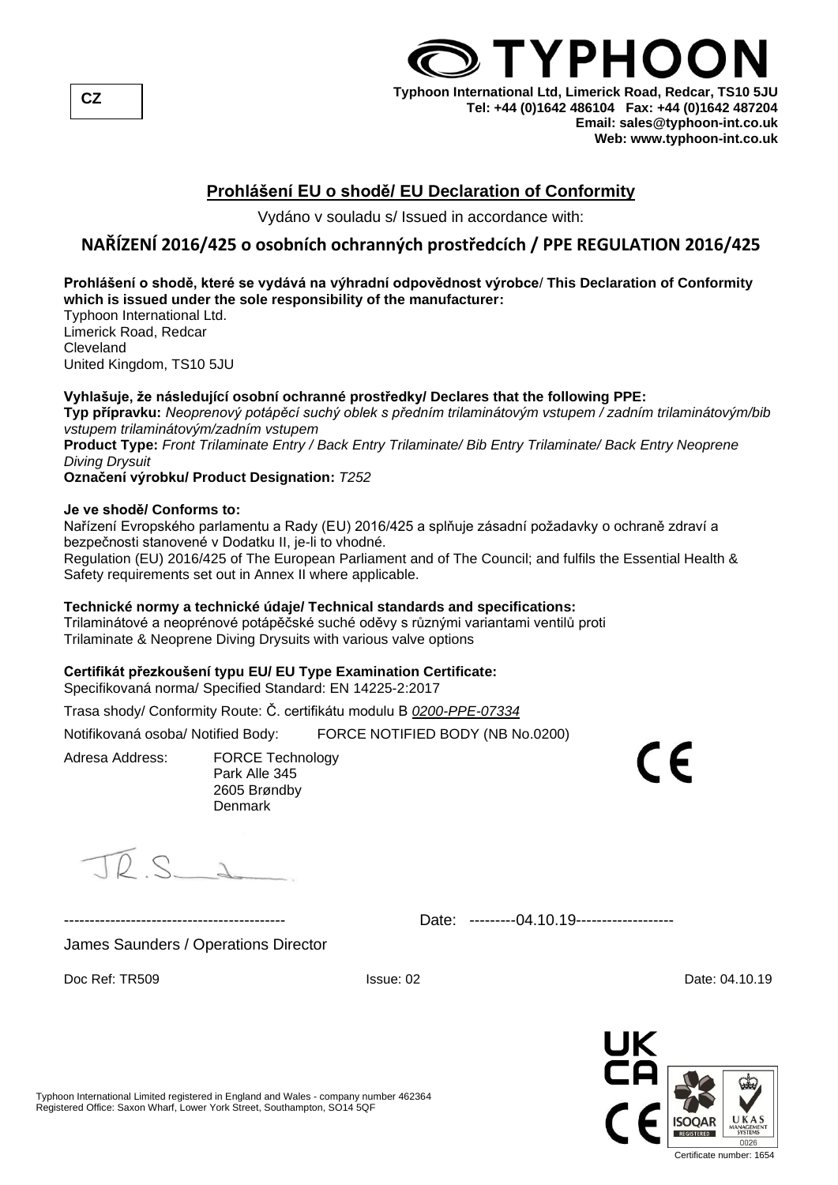CZ

# TYPHOON

**Typhoon International Ltd, Limerick Road, Redcar, TS10 5JU**
**Tel: +44 (0)1642 486104 Fax: +44 (0)1642 487204**
**Email: sales@typhoon-int.co.uk**
**Web: www.typhoon-int.co.uk**

## Prohlášení EU o shodě/ EU Declaration of Conformity

Vydáno v souladu s/ Issued in accordance with:

### NAŘÍZENÍ 2016/425 o osobních ochranných prostředcích / PPE REGULATION 2016/425

**Prohlášení o shodě, které se vydává na výhradní odpovědnost výrobce/ This Declaration of Conformity which is issued under the sole responsibility of the manufacturer:**
Typhoon International Ltd.
Limerick Road, Redcar
Cleveland
United Kingdom, TS10 5JU

**Vyhlašuje, že následující osobní ochranné prostředky/ Declares that the following PPE:**
**Typ přípravku:** *Neoprenový potápěcí suchý oblek s předním trilaminátovým vstupem / zadním trilaminátovým/bib vstupem trilaminátovým/zadním vstupem*
**Product Type:** *Front Trilaminate Entry / Back Entry Trilaminate/ Bib Entry Trilaminate/ Back Entry Neoprene Diving Drysuit*
**Označení výrobku/ Product Designation:** *T252*

**Je ve shodě/ Conforms to:**
Nařízení Evropského parlamentu a Rady (EU) 2016/425 a splňuje zásadní požadavky o ochraně zdraví a bezpečnosti stanovené v Dodatku II, je-li to vhodné.
Regulation (EU) 2016/425 of The European Parliament and of The Council; and fulfils the Essential Health & Safety requirements set out in Annex II where applicable.

**Technické normy a technické údaje/ Technical standards and specifications:**
Trilaminátové a neoprénové potápěčské suché oděvy s různými variantami ventilů proti
Trilaminate & Neoprene Diving Drysuits with various valve options

**Certifikát přezkoušení typu EU/ EU Type Examination Certificate:**
Specifikovaná norma/ Specified Standard: EN 14225-2:2017

Trasa shody/ Conformity Route: Č. certifikátu modulu B *0200-PPE-07334*

Notifikovaná osoba/ Notified Body: FORCE NOTIFIED BODY (NB No.0200)

Adresa Address: FORCE Technology
Park Alle 345
2605 Brøndby
Denmark

CE

------------------------------------------- Date: ---------04.10.19-------------------

James Saunders / Operations Director

Doc Ref: TR509 Issue: 02 Date: 04.10.19

Typhoon International Limited registered in England and Wales - company number 462364
Registered Office: Saxon Wharf, Lower York Street, Southampton, SO14 5QF

UKCA CE ISOQAR REGISTERED UKAS MANAGEMENT SYSTEMS 0026
Certificate number: 1654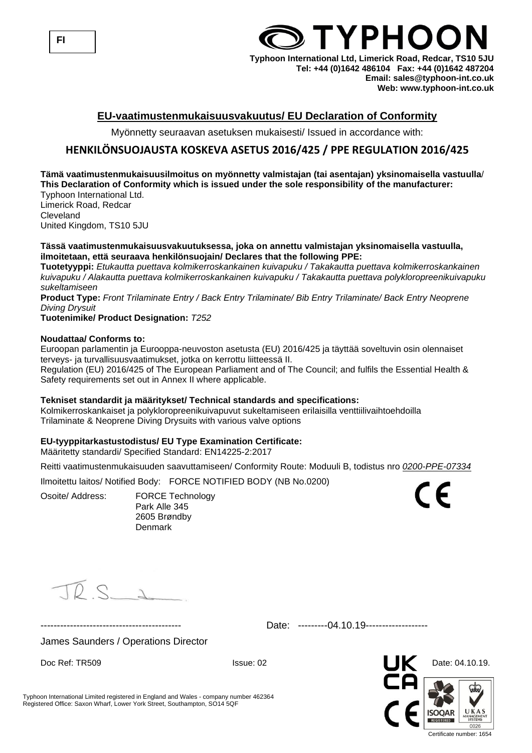FI

**TYPHOON**

**Typhoon International Ltd, Limerick Road, Redcar, TS10 5JU**
**Tel: +44 (0)1642 486104 Fax: +44 (0)1642 487204**
**Email: sales@typhoon-int.co.uk**
**Web: www.typhoon-int.co.uk**

## EU-vaatimustenmukaisuusvakuutus/ EU Declaration of Conformity

Myönnetty seuraavan asetuksen mukaisesti/ Issued in accordance with:

### HENKILÖNSUOJAUSTA KOSKEVA ASETUS 2016/425 / PPE REGULATION 2016/425

**Tämä vaatimustenmukaisuusilmoitus on myönnetty valmistajan (tai asentajan) yksinomaisella vastuulla/ This Declaration of Conformity which is issued under the sole responsibility of the manufacturer:**
Typhoon International Ltd.
Limerick Road, Redcar
Cleveland
United Kingdom, TS10 5JU

**Tässä vaatimustenmukaisuusvakuutuksessa, joka on annettu valmistajan yksinomaisella vastuulla, ilmoitetaan, että seuraava henkilönsuojain/ Declares that the following PPE:**
**Tuotetyyppi:** *Etukautta puettava kolmikerroskankainen kuivapuku / Takakautta puettava kolmikerroskankainen kuivapuku / Alakautta puettava kolmikerroskankainen kuivapuku / Takakautta puettava polykloropreenikuivapuku sukeltamiseen*
**Product Type:** *Front Trilaminate Entry / Back Entry Trilaminate/ Bib Entry Trilaminate/ Back Entry Neoprene Diving Drysuit*
**Tuotenimike/ Product Designation:** *T252*

**Noudattaa/ Conforms to:**
Euroopan parlamentin ja Eurooppa-neuvoston asetusta (EU) 2016/425 ja täyttää soveltuvin osin olennaiset terveys- ja turvallisuusvaatimukset, jotka on kerrottu liitteessä II.
Regulation (EU) 2016/425 of The European Parliament and of The Council; and fulfils the Essential Health & Safety requirements set out in Annex II where applicable.

**Tekniset standardit ja määritykset/ Technical standards and specifications:**
Kolmikerroskankaiset ja polykloropreenikuivapuvut sukeltamiseen erilaisilla venttiilivaihtoehdoilla
Trilaminate & Neoprene Diving Drysuits with various valve options

**EU-tyyppitarkastustodistus/ EU Type Examination Certificate:**
Määritetty standardi/ Specified Standard: EN14225-2:2017

Reitti vaatimustenmukaisuuden saavuttamiseen/ Conformity Route: Moduuli B, todistus nro *0200-PPE-07334*

Ilmoitettu laitos/ Notified Body: FORCE NOTIFIED BODY (NB No.0200)

Osoite/ Address: FORCE Technology
Park Alle 345
2605 Brøndby
Denmark

CE

-------------------------------------------- Date: ---------04.10.19-------------------

James Saunders / Operations Director

Doc Ref: TR509 Issue: 02 Date: 04.10.19.

Typhoon International Limited registered in England and Wales - company number 462364
Registered Office: Saxon Wharf, Lower York Street, Southampton, SO14 5QF

Certificate number: 1654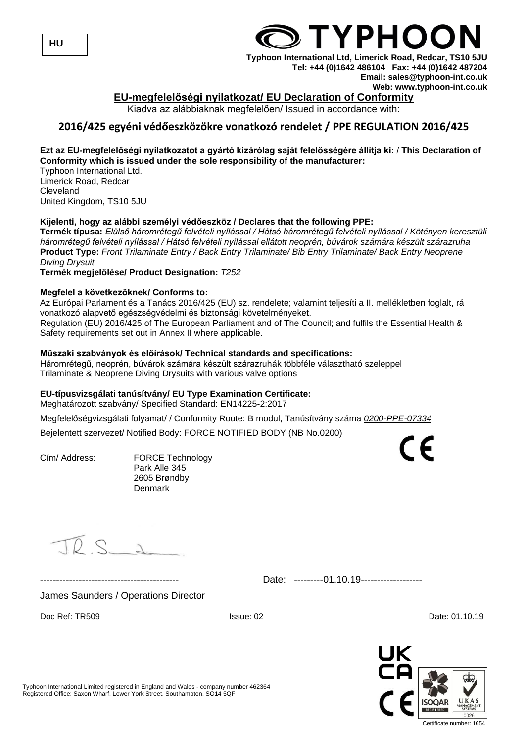HU

TYPHOON

**Typhoon International Ltd, Limerick Road, Redcar, TS10 5JU**
**Tel: +44 (0)1642 486104 Fax: +44 (0)1642 487204**
**Email: sales@typhoon-int.co.uk**
**Web: www.typhoon-int.co.uk**

## EU-megfelelőségi nyilatkozat/ EU Declaration of Conformity

Kiadva az alábbiaknak megfelelően/ Issued in accordance with:

## 2016/425 egyéni védőeszközökre vonatkozó rendelet / PPE REGULATION 2016/425

**Ezt az EU-megfelelőségi nyilatkozatot a gyártó kizárólag saját felelősségére állítja ki: / This Declaration of Conformity which is issued under the sole responsibility of the manufacturer:**

Typhoon International Ltd.
Limerick Road, Redcar
Cleveland
United Kingdom, TS10 5JU

**Kijelenti, hogy az alábbi személyi védőeszköz / Declares that the following PPE:**

**Termék típusa:** *Elülső háromrétegű felvételi nyílással / Hátsó háromrétegű felvételi nyílással / Köténynen keresztüli háromrétegű felvételi nyílással / Hátsó felvételi nyílással ellátott neoprén, búvárok számára készült szárazruha*

**Product Type:** *Front Trilaminate Entry / Back Entry Trilaminate/ Bib Entry Trilaminate/ Back Entry Neoprene Diving Drysuit*

**Termék megjelölése/ Product Designation:** *T252*

**Megfelel a következőknek/ Conforms to:**

Az Európai Parlament és a Tanács 2016/425 (EU) sz. rendelete; valamint teljesíti a II. mellékletben foglalt, rá vonatkozó alapvető egészségvédelmi és biztonsági követelményeket.
Regulation (EU) 2016/425 of The European Parliament and of The Council; and fulfils the Essential Health & Safety requirements set out in Annex II where applicable.

**Műszaki szabványok és előírások/ Technical standards and specifications:**

Háromrétegű, neoprén, búvárok számára készült szárazruhák többféle választható szeleppel
Trilaminate & Neoprene Diving Drysuits with various valve options

**EU-típusvizsgálati tanúsítvány/ EU Type Examination Certificate:**

Meghatározott szabvány/ Specified Standard: EN14225-2:2017

Megfelelőségvizsgálati folyamat/ / Conformity Route: B modul, Tanúsítvány száma *0200-PPE-07334*

Bejelentett szervezet/ Notified Body: FORCE NOTIFIED BODY (NB No.0200)

CE

Cím/ Address: FORCE Technology
Park Alle 345
2605 Brøndby
Denmark

-------------------------------------------- Date: ---------01.10.19-------------------

James Saunders / Operations Director

Doc Ref: TR509 Issue: 02 Date: 01.10.19

Typhoon International Limited registered in England and Wales - company number 462364
Registered Office: Saxon Wharf, Lower York Street, Southampton, SO14 5QF

UK CA CE ISOQAR REGISTERED UKAS MANAGEMENT SYSTEMS 0026

Certificate number: 1654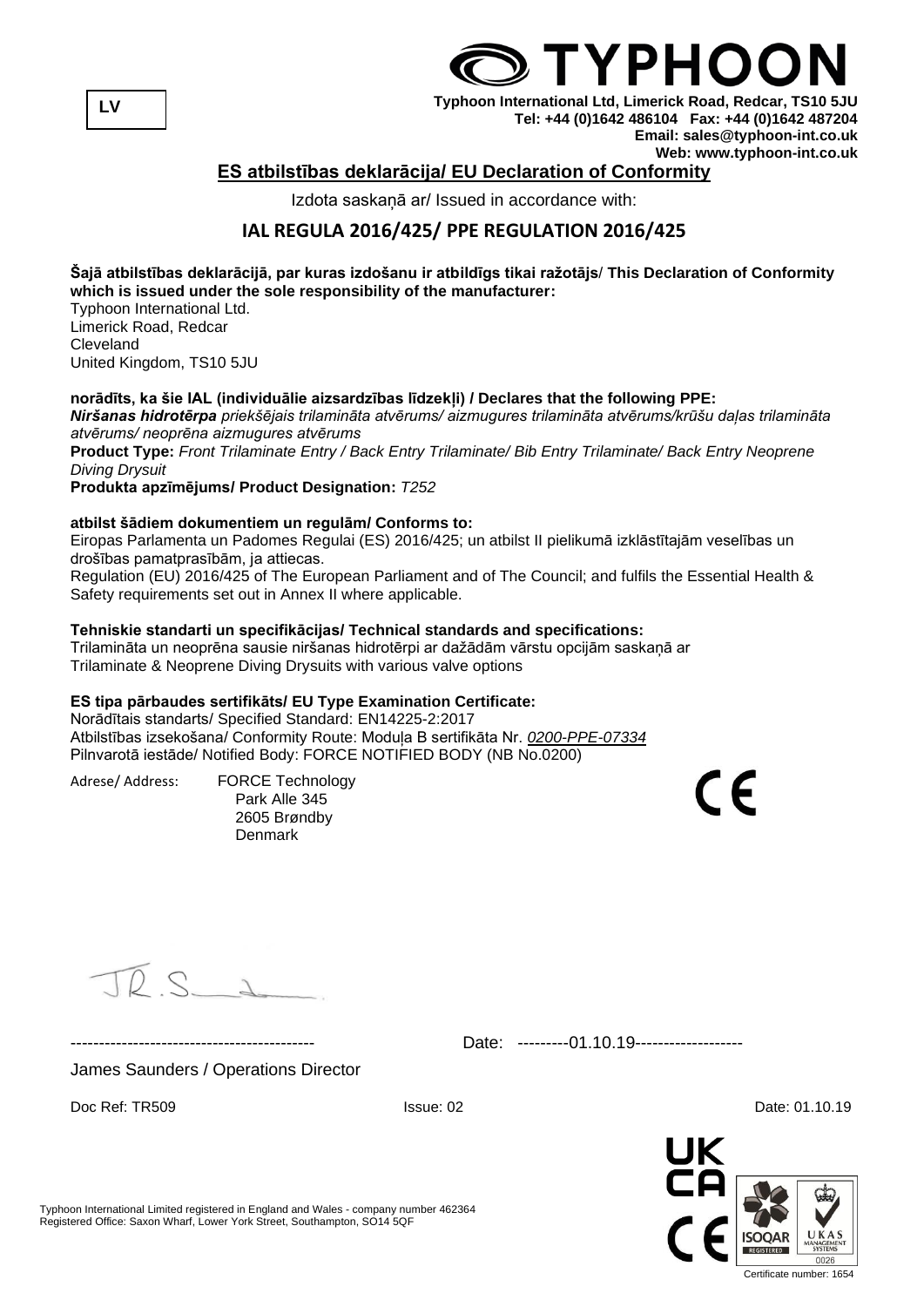LV

TYPHOON

**Typhoon International Ltd, Limerick Road, Redcar, TS10 5JU**
**Tel: +44 (0)1642 486104 Fax: +44 (0)1642 487204**
**Email: sales@typhoon-int.co.uk**
**Web: www.typhoon-int.co.uk**

## ES atbilstības deklarācija/ EU Declaration of Conformity

Izdota saskaņā ar/ Issued in accordance with:

## IAL REGULA 2016/425/ PPE REGULATION 2016/425

**Šajā atbilstības deklarācijā, par kuras izdošanu ir atbildīgs tikai ražotājs/ This Declaration of Conformity which is issued under the sole responsibility of the manufacturer:**
Typhoon International Ltd.
Limerick Road, Redcar
Cleveland
United Kingdom, TS10 5JU

**norādīts, ka šie IAL (individuālie aizsardzības līdzekļi) / Declares that the following PPE:**
***Niršanas hidrotērpa*** *priekšējais trilamināta atvērums/ aizmugures trilamināta atvērums/krūšu daļas trilamināta atvērums/ neoprēna aizmugures atvērums*
**Product Type:** *Front Trilaminate Entry / Back Entry Trilaminate/ Bib Entry Trilaminate/ Back Entry Neoprene Diving Drysuit*
**Produkta apzīmējums/ Product Designation:** *T252*

**atbilst šādiem dokumentiem un regulām/ Conforms to:**
Eiropas Parlamenta un Padomes Regulai (ES) 2016/425; un atbilst II pielikumā izklāstītajām veselības un drošības pamatprasībām, ja attiecas.
Regulation (EU) 2016/425 of The European Parliament and of The Council; and fulfils the Essential Health & Safety requirements set out in Annex II where applicable.

**Tehniskie standarti un specifikācijas/ Technical standards and specifications:**
Trilamināta un neoprēna sausie niršanas hidrotērpi ar dažādām vārstu opcijām saskaņā ar
Trilaminate & Neoprene Diving Drysuits with various valve options

**ES tipa pārbaudes sertifikāts/ EU Type Examination Certificate:**
Norādītais standarts/ Specified Standard: EN14225-2:2017
Atbilstības izsekošana/ Conformity Route: Moduļa B sertifikāta Nr. *0200-PPE-07334*
Pilnvarotā iestāde/ Notified Body: FORCE NOTIFIED BODY (NB No.0200)

Adrese/ Address: FORCE Technology
Park Alle 345
2605 Brøndby
Denmark

CE

------------------------------------------- Date: ---------01.10.19------------------

James Saunders / Operations Director

Doc Ref: TR509 Issue: 02 Date: 01.10.19

Typhoon International Limited registered in England and Wales - company number 462364
Registered Office: Saxon Wharf, Lower York Street, Southampton, SO14 5QF

UKCA CE ISOQAR REGISTERED UKAS MANAGEMENT SYSTEMS 0026
Certificate number: 1654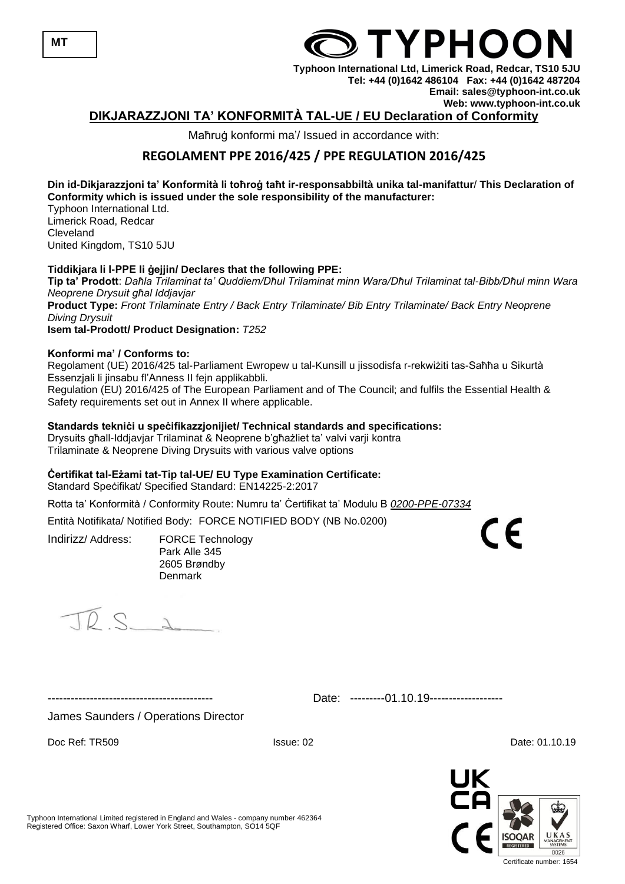MT

**TYPHOON**

**Typhoon International Ltd, Limerick Road, Redcar, TS10 5JU**
**Tel: +44 (0)1642 486104 Fax: +44 (0)1642 487204**
**Email: sales@typhoon-int.co.uk**
**Web: www.typhoon-int.co.uk**

## DIKJARAZZJONI TA' KONFORMITÀ TAL-UE / EU Declaration of Conformity

Maħruġ konformi ma'/ Issued in accordance with:

## REGOLAMENT PPE 2016/425 / PPE REGULATION 2016/425

**Din id-Dikjarazzjoni ta' Konformità li toħroġ taħt ir-responsabbiltà unika tal-manifattur/ This Declaration of Conformity which is issued under the sole responsibility of the manufacturer:**
Typhoon International Ltd.
Limerick Road, Redcar
Cleveland
United Kingdom, TS10 5JU

**Tiddikjara li l-PPE li ġejjin/ Declares that the following PPE:**
**Tip ta' Prodott**: *Daħla Trilaminat ta' Quddiem/Dħul Trilaminat minn Wara/Dħul Trilaminat tal-Bibb/Dħul minn Wara Neoprene Drysuit għal Iddjavjar*
**Product Type:** *Front Trilaminate Entry / Back Entry Trilaminate/ Bib Entry Trilaminate/ Back Entry Neoprene Diving Drysuit*
**Isem tal-Prodott/ Product Designation:** *T252*

**Konformi ma' / Conforms to:**
Regolament (UE) 2016/425 tal-Parliament Ewropew u tal-Kunsill u jissodisfa r-rekwiżiti tas-Saħħa u Sikurtà Essenzjali li jinsabu fl'Anness II fejn applikabbli.
Regulation (EU) 2016/425 of The European Parliament and of The Council; and fulfils the Essential Health & Safety requirements set out in Annex II where applicable.

**Standards tekniċi u speċifikazzjonijiet/ Technical standards and specifications:**
Drysuits għall-Iddjavjar Trilaminat & Neoprene b'għażliet ta' valvi varji kontra
Trilaminate & Neoprene Diving Drysuits with various valve options

**Ċertifikat tal-Eżami tat-Tip tal-UE/ EU Type Examination Certificate:**
Standard Speċifikat/ Specified Standard: EN14225-2:2017

Rotta ta' Konformità / Conformity Route: Numru ta' Ċertifikat ta' Modulu B *0200-PPE-07334*

Entità Notifikata/ Notified Body: FORCE NOTIFIED BODY (NB No.0200)

Indirizz/ Address: FORCE Technology
Park Alle 345
2605 Brøndby
Denmark

CE

------------------------------------------- Date: ---------01.10.19------------------

James Saunders / Operations Director

Doc Ref: TR509 Issue: 02 Date: 01.10.19

Typhoon International Limited registered in England and Wales - company number 462364
Registered Office: Saxon Wharf, Lower York Street, Southampton, SO14 5QF

UK CA CE ISOQAR REGISTERED UKAS MANAGEMENT SYSTEMS 0026
Certificate number: 1654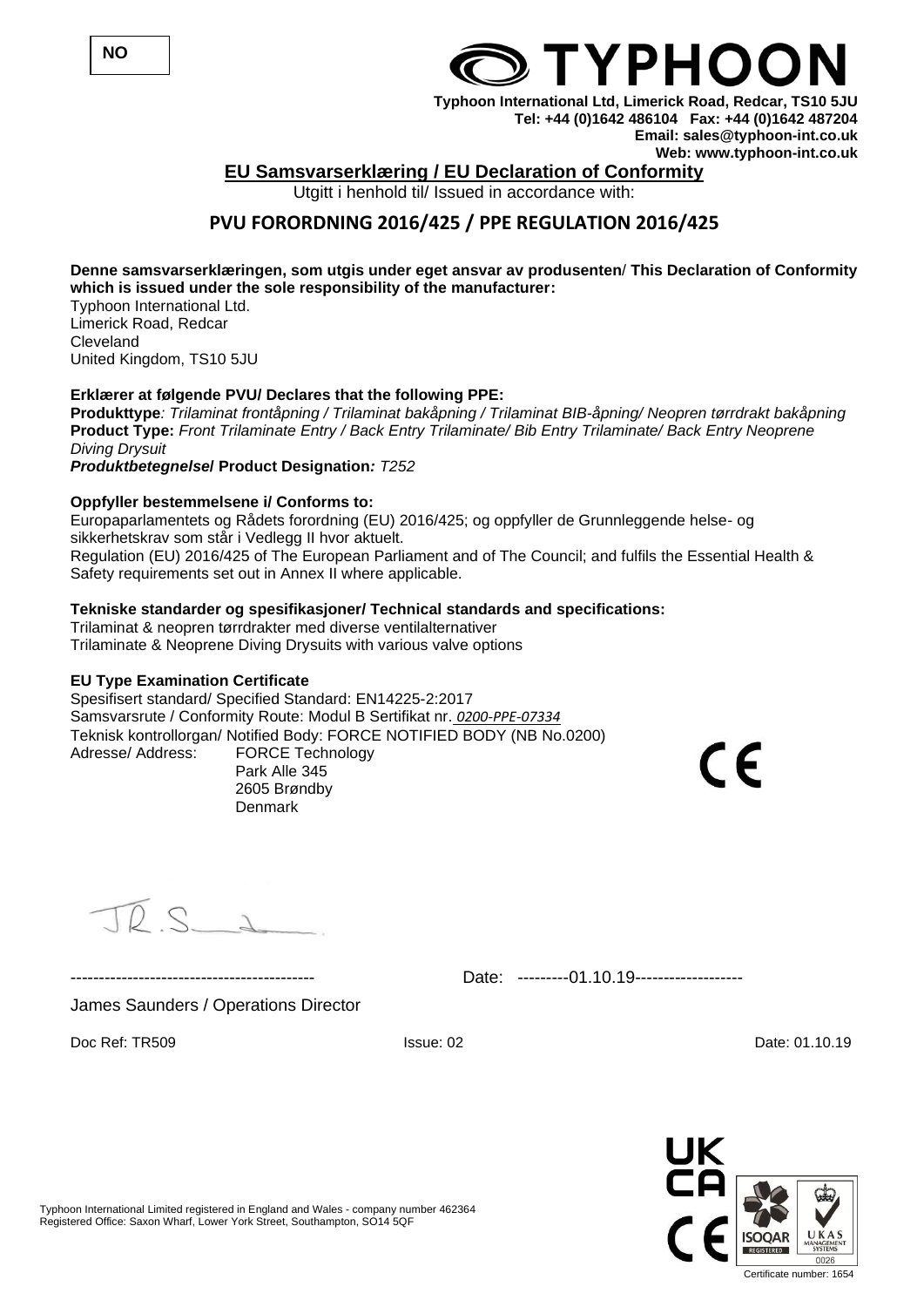NO

# TYPHOON

**Typhoon International Ltd, Limerick Road, Redcar, TS10 5JU**
**Tel: +44 (0)1642 486104 Fax: +44 (0)1642 487204**
**Email: sales@typhoon-int.co.uk**
**Web: www.typhoon-int.co.uk**

## EU Samsvarserklæring / EU Declaration of Conformity

Utgitt i henhold til/ Issued in accordance with:

## PVU FORORDNING 2016/425 / PPE REGULATION 2016/425

**Denne samsvarserklæringen, som utgis under eget ansvar av produsenten/ This Declaration of Conformity which is issued under the sole responsibility of the manufacturer:**

Typhoon International Ltd.
Limerick Road, Redcar
Cleveland
United Kingdom, TS10 5JU

**Erklærer at følgende PVU/ Declares that the following PPE:**

**Produkttype***: Trilaminat frontåpning / Trilaminat bakåpning / Trilaminat BIB-åpning/ Neopren tørrdrakt bakåpning*
**Product Type:** *Front Trilaminate Entry / Back Entry Trilaminate/ Bib Entry Trilaminate/ Back Entry Neoprene Diving Drysuit*
***Produktbetegnelse*/ Product Designation***: T252*

**Oppfyller bestemmelsene i/ Conforms to:**

Europaparlamentets og Rådets forordning (EU) 2016/425; og oppfyller de Grunnleggende helse- og sikkerhetskrav som står i Vedlegg II hvor aktuelt.
Regulation (EU) 2016/425 of The European Parliament and of The Council; and fulfils the Essential Health & Safety requirements set out in Annex II where applicable.

**Tekniske standarder og spesifikasjoner/ Technical standards and specifications:**

Trilaminat & neopren tørrdrakter med diverse ventilalternativer
Trilaminate & Neoprene Diving Drysuits with various valve options

**EU Type Examination Certificate**

Spesifisert standard/ Specified Standard: EN14225-2:2017
Samsvarsrute / Conformity Route: Modul B Sertifikat nr. *0200-PPE-07334*
Teknisk kontrollorgan/ Notified Body: FORCE NOTIFIED BODY (NB No.0200)
Adresse/ Address: FORCE Technology
Park Alle 345
2605 Brøndby
Denmark

CE

------------------------------------------- Date: ---------01.10.19-------------------

James Saunders / Operations Director

Doc Ref: TR509 Issue: 02 Date: 01.10.19

Typhoon International Limited registered in England and Wales - company number 462364
Registered Office: Saxon Wharf, Lower York Street, Southampton, SO14 5QF

Certificate number: 1654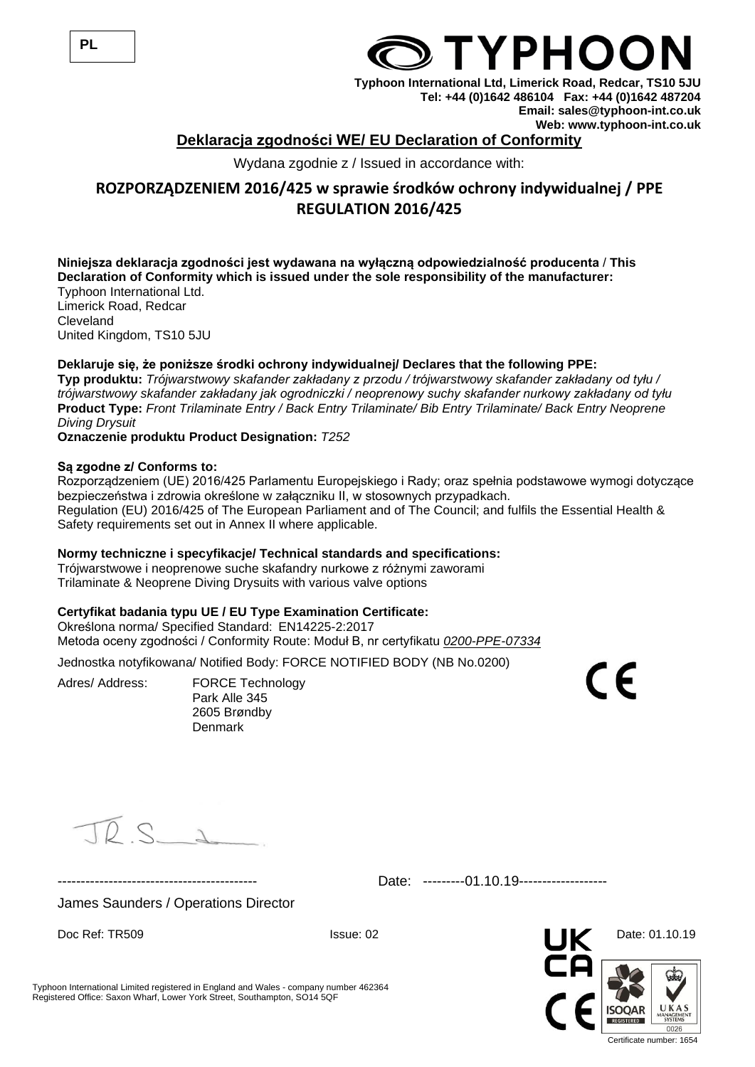PL

TYPHOON

**Typhoon International Ltd, Limerick Road, Redcar, TS10 5JU**
**Tel: +44 (0)1642 486104 Fax: +44 (0)1642 487204**
**Email: sales@typhoon-int.co.uk**
**Web: www.typhoon-int.co.uk**

## Deklaracja zgodności WE/ EU Declaration of Conformity

Wydana zgodnie z / Issued in accordance with:

## ROZPORZĄDZENIEM 2016/425 w sprawie środków ochrony indywidualnej / PPE REGULATION 2016/425

**Niniejsza deklaracja zgodności jest wydawana na wyłączną odpowiedzialność producenta / This Declaration of Conformity which is issued under the sole responsibility of the manufacturer:**
Typhoon International Ltd.
Limerick Road, Redcar
Cleveland
United Kingdom, TS10 5JU

**Deklaruje się, że poniższe środki ochrony indywidualnej/ Declares that the following PPE:**
**Typ produktu:** *Trójwarstwowy skafander zakładany z przodu / trójwarstwowy skafander zakładany od tyłu / trójwarstwowy skafander zakładany jak ogrodniczki / neoprenowy suchy skafander nurkowy zakładany od tyłu*
**Product Type:** *Front Trilaminate Entry / Back Entry Trilaminate/ Bib Entry Trilaminate/ Back Entry Neoprene Diving Drysuit*
**Oznaczenie produktu Product Designation:** *T252*

**Są zgodne z/ Conforms to:**
Rozporządzeniem (UE) 2016/425 Parlamentu Europejskiego i Rady; oraz spełnia podstawowe wymogi dotyczące bezpieczeństwa i zdrowia określone w załączniku II, w stosownych przypadkach.
Regulation (EU) 2016/425 of The European Parliament and of The Council; and fulfils the Essential Health & Safety requirements set out in Annex II where applicable.

**Normy techniczne i specyfikacje/ Technical standards and specifications:**
Trójwarstwowe i neoprenowe suche skafandry nurkowe z różnymi zaworami
Trilaminate & Neoprene Diving Drysuits with various valve options

**Certyfikat badania typu UE / EU Type Examination Certificate:**
Określona norma/ Specified Standard: EN14225-2:2017
Metoda oceny zgodności / Conformity Route: Moduł B, nr certyfikatu *0200-PPE-07334*

Jednostka notyfikowana/ Notified Body: FORCE NOTIFIED BODY (NB No.0200)

Adres/ Address: FORCE Technology
Park Alle 345
2605 Brøndby
Denmark

CE

------------------------------------------- Date: ---------01.10.19-------------------

James Saunders / Operations Director

Doc Ref: TR509 Issue: 02 Date: 01.10.19

Typhoon International Limited registered in England and Wales - company number 462364
Registered Office: Saxon Wharf, Lower York Street, Southampton, SO14 5QF

UK CA CE

ISOQAR REGISTERED UKAS MANAGEMENT SYSTEMS 0026

Certificate number: 1654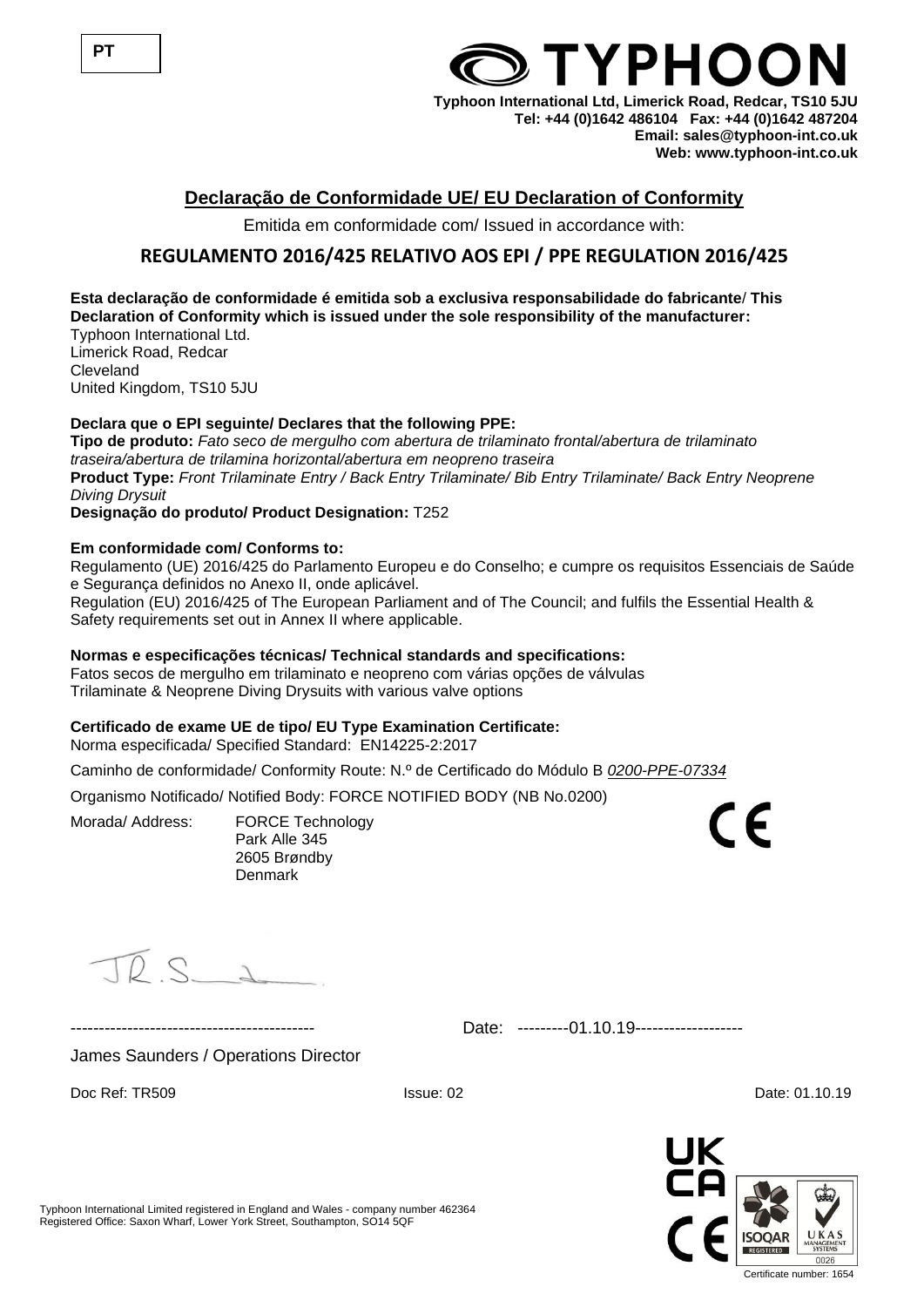**PT**

**TYPHOON**

**Typhoon International Ltd, Limerick Road, Redcar, TS10 5JU**
**Tel: +44 (0)1642 486104 Fax: +44 (0)1642 487204**
**Email: sales@typhoon-int.co.uk**
**Web: www.typhoon-int.co.uk**

## Declaração de Conformidade UE/ EU Declaration of Conformity

Emitida em conformidade com/ Issued in accordance with:

### REGULAMENTO 2016/425 RELATIVO AOS EPI / PPE REGULATION 2016/425

**Esta declaração de conformidade é emitida sob a exclusiva responsabilidade do fabricante/ This Declaration of Conformity which is issued under the sole responsibility of the manufacturer:**
Typhoon International Ltd.
Limerick Road, Redcar
Cleveland
United Kingdom, TS10 5JU

**Declara que o EPI seguinte/ Declares that the following PPE:**
**Tipo de produto:** *Fato seco de mergulho com abertura de trilaminato frontal/abertura de trilaminato traseira/abertura de trilamina horizontal/abertura em neopreno traseira*
**Product Type:** *Front Trilaminate Entry / Back Entry Trilaminate/ Bib Entry Trilaminate/ Back Entry Neoprene Diving Drysuit*
**Designação do produto/ Product Designation:** T252

**Em conformidade com/ Conforms to:**
Regulamento (UE) 2016/425 do Parlamento Europeu e do Conselho; e cumpre os requisitos Essenciais de Saúde e Segurança definidos no Anexo II, onde aplicável.
Regulation (EU) 2016/425 of The European Parliament and of The Council; and fulfils the Essential Health & Safety requirements set out in Annex II where applicable.

**Normas e especificações técnicas/ Technical standards and specifications:**
Fatos secos de mergulho em trilaminato e neopreno com várias opções de válvulas
Trilaminate & Neoprene Diving Drysuits with various valve options

**Certificado de exame UE de tipo/ EU Type Examination Certificate:**
Norma especificada/ Specified Standard: EN14225-2:2017

Caminho de conformidade/ Conformity Route: N.º de Certificado do Módulo B *0200-PPE-07334*

Organismo Notificado/ Notified Body: FORCE NOTIFIED BODY (NB No.0200)

Morada/ Address: FORCE Technology
Park Alle 345
2605 Brøndby
Denmark

CE

------------------------------------------- Date: ---------01.10.19-------------------

James Saunders / Operations Director

Doc Ref: TR509 Issue: 02 Date: 01.10.19

Typhoon International Limited registered in England and Wales - company number 462364
Registered Office: Saxon Wharf, Lower York Street, Southampton, SO14 5QF

UKCA CE ISOQAR REGISTERED UKAS MANAGEMENT SYSTEMS 0026
Certificate number: 1654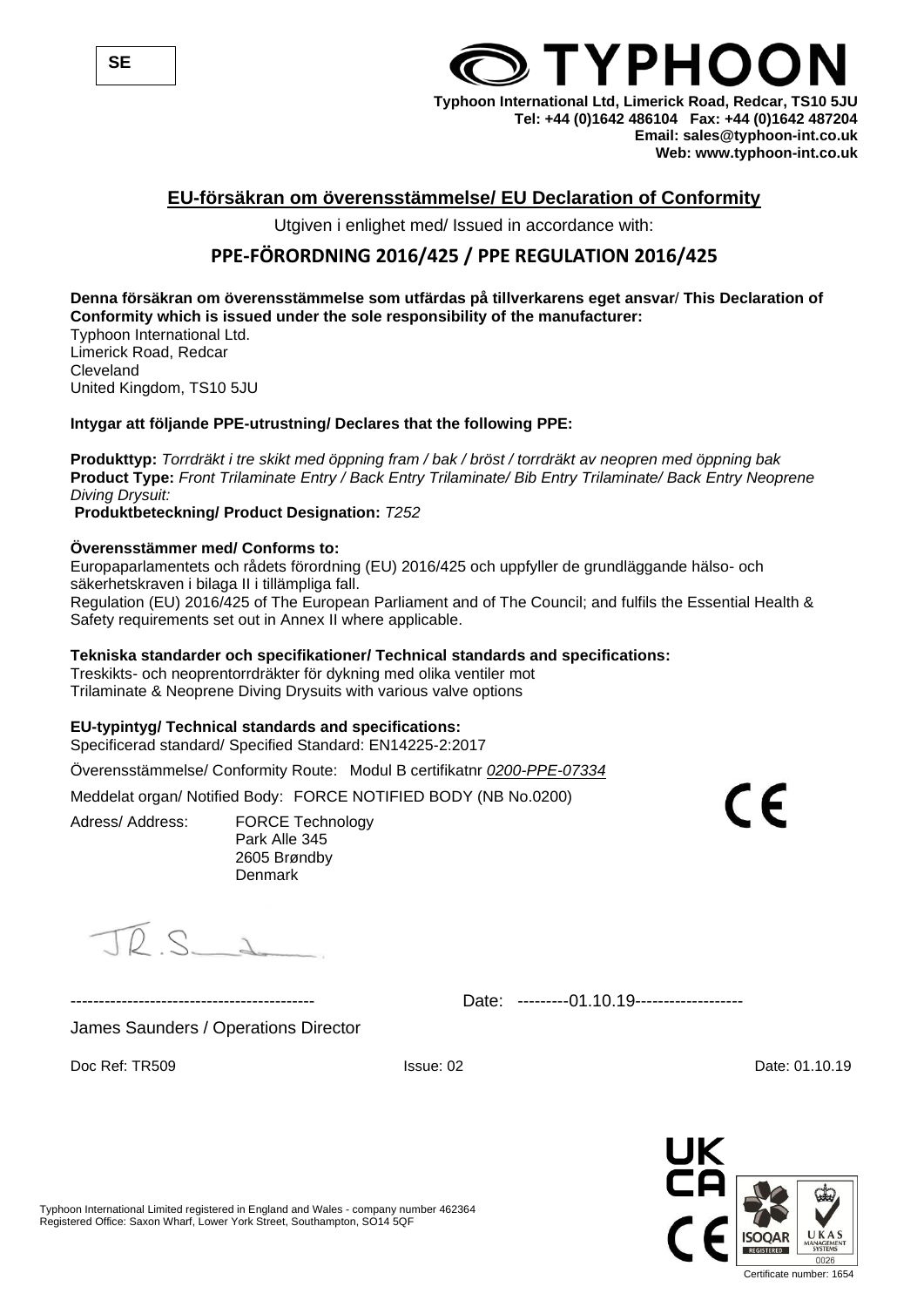SE

**TYPHOON**

**Typhoon International Ltd, Limerick Road, Redcar, TS10 5JU**
**Tel: +44 (0)1642 486104 Fax: +44 (0)1642 487204**
**Email: sales@typhoon-int.co.uk**
**Web: www.typhoon-int.co.uk**

## EU-försäkran om överensstämmelse/ EU Declaration of Conformity

Utgiven i enlighet med/ Issued in accordance with:

### PPE-FÖRORDNING 2016/425 / PPE REGULATION 2016/425

**Denna försäkran om överensstämmelse som utfärdas på tillverkarens eget ansvar/ This Declaration of Conformity which is issued under the sole responsibility of the manufacturer:**
Typhoon International Ltd.
Limerick Road, Redcar
Cleveland
United Kingdom, TS10 5JU

**Intygar att följande PPE-utrustning/ Declares that the following PPE:**

**Produkttyp:** *Torrdräkt i tre skikt med öppning fram / bak / bröst / torrdräkt av neopren med öppning bak*
**Product Type:** *Front Trilaminate Entry / Back Entry Trilaminate/ Bib Entry Trilaminate/ Back Entry Neoprene Diving Drysuit:*
**Produktbeteckning/ Product Designation:** *T252*

**Överensstämmer med/ Conforms to:**
Europaparlamentets och rådets förordning (EU) 2016/425 och uppfyller de grundläggande hälso- och säkerhetskraven i bilaga II i tillämpliga fall.
Regulation (EU) 2016/425 of The European Parliament and of The Council; and fulfils the Essential Health & Safety requirements set out in Annex II where applicable.

**Tekniska standarder och specifikationer/ Technical standards and specifications:**
Treskikts- och neoprentorrdräkter för dykning med olika ventiler mot
Trilaminate & Neoprene Diving Drysuits with various valve options

**EU-typintyg/ Technical standards and specifications:**
Specificerad standard/ Specified Standard: EN14225-2:2017

Överensstämmelse/ Conformity Route: Modul B certifikatnr *0200-PPE-07334*

Meddelat organ/ Notified Body: FORCE NOTIFIED BODY (NB No.0200)

Adress/ Address: FORCE Technology
Park Alle 345
2605 Brøndby
Denmark

CE

------------------------------------------- Date: ---------01.10.19-------------------

James Saunders / Operations Director

Doc Ref: TR509 Issue: 02 Date: 01.10.19

Typhoon International Limited registered in England and Wales - company number 462364
Registered Office: Saxon Wharf, Lower York Street, Southampton, SO14 5QF

UKCA CE ISOQAR REGISTERED UKAS MANAGEMENT SYSTEMS 0026
Certificate number: 1654